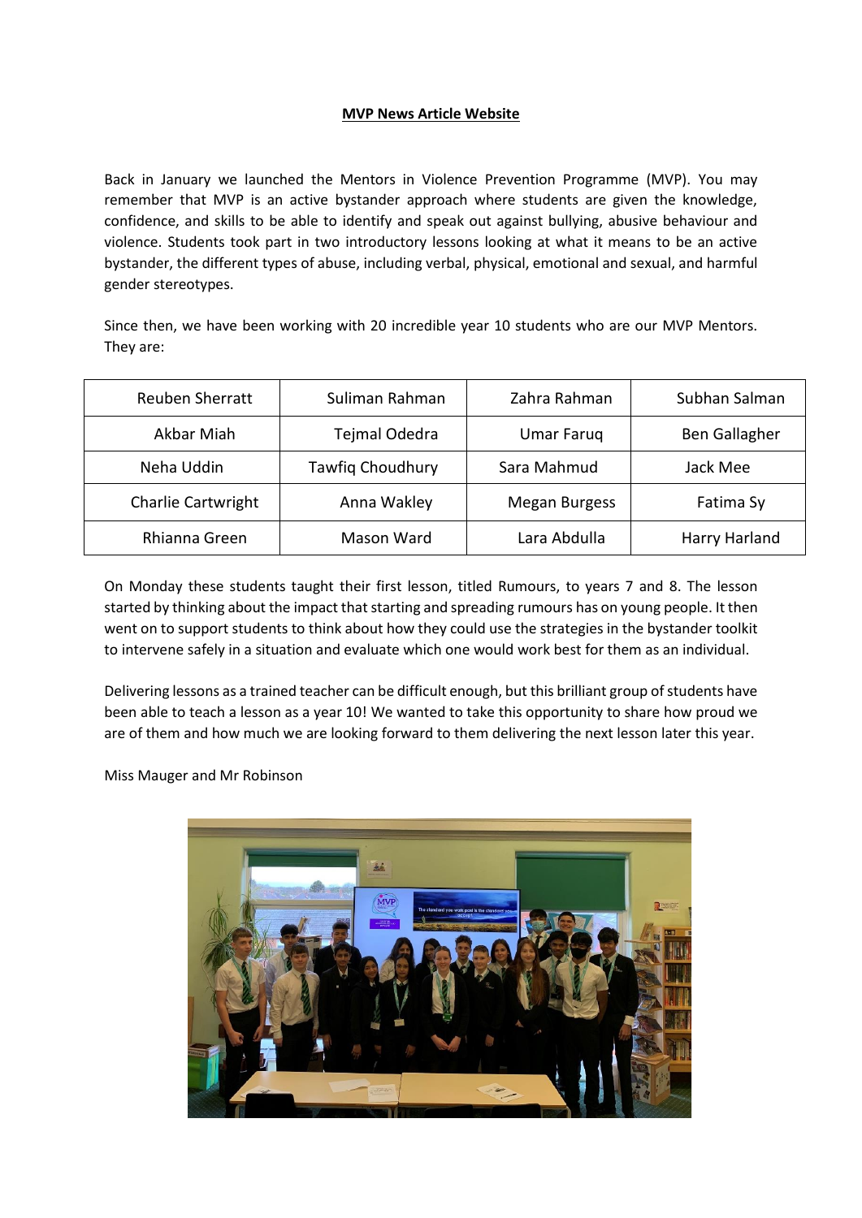**MVP News Article Website**

Back in January we launched the Mentors in Violence Prevention Programme (MVP). You may remember that MVP is an active bystander approach where students are given the knowledge, confidence, and skills to be able to identify and speak out against bullying, abusive behaviour and violence. Students took part in two introductory lessons looking at what it means to be an active bystander, the different types of abuse, including verbal, physical, emotional and sexual, and harmful gender stereotypes.

Since then, we have been working with 20 incredible year 10 students who are our MVP Mentors. They are:

| | | | |
|---|---|---|---|
| Reuben Sherratt | Suliman Rahman | Zahra Rahman | Subhan Salman |
| Akbar Miah | Tejmal Odedra | Umar Faruq | Ben Gallagher |
| Neha Uddin | Tawfiq Choudhury | Sara Mahmud | Jack Mee |
| Charlie Cartwright | Anna Wakley | Megan Burgess | Fatima Sy |
| Rhianna Green | Mason Ward | Lara Abdulla | Harry Harland |

On Monday these students taught their first lesson, titled Rumours, to years 7 and 8. The lesson started by thinking about the impact that starting and spreading rumours has on young people. It then went on to support students to think about how they could use the strategies in the bystander toolkit to intervene safely in a situation and evaluate which one would work best for them as an individual.

Delivering lessons as a trained teacher can be difficult enough, but this brilliant group of students have been able to teach a lesson as a year 10! We wanted to take this opportunity to share how proud we are of them and how much we are looking forward to them delivering the next lesson later this year.

Miss Mauger and Mr Robinson